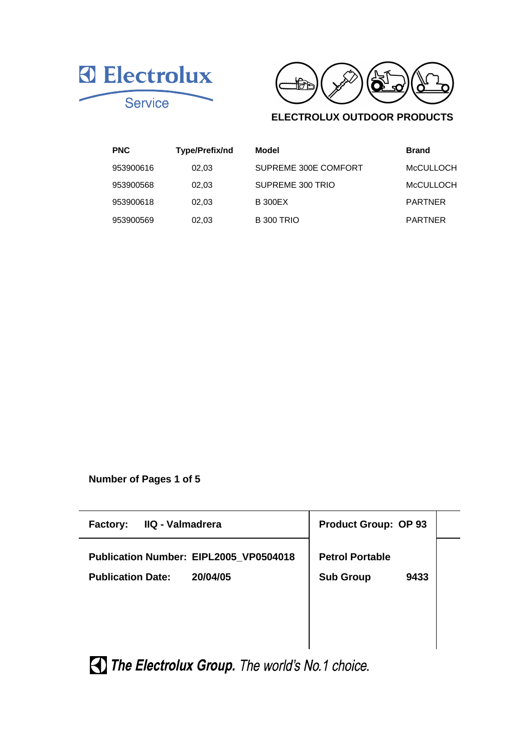Electrolux Service

## ELECTROLUX OUTDOOR PRODUCTS

| PNC | Type/Prefix/nd | Model | Brand |
|---|---|---|---|
| 953900616 | 02,03 | SUPREME 300E COMFORT | McCULLOCH |
| 953900568 | 02,03 | SUPREME 300 TRIO | McCULLOCH |
| 953900618 | 02,03 | B 300EX | PARTNER |
| 953900569 | 02,03 | B 300 TRIO | PARTNER |

**Number of Pages 1 of 5**

| **Factory: IIQ - Valmadrera** | **Product Group: OP 93** |
|---|---|
| **Publication Number: EIPL2005_VP0504018** | **Petrol Portable** |
| **Publication Date: 20/04/05** | **Sub Group 9433** |

***The Electrolux Group.*** *The world's No.1 choice.*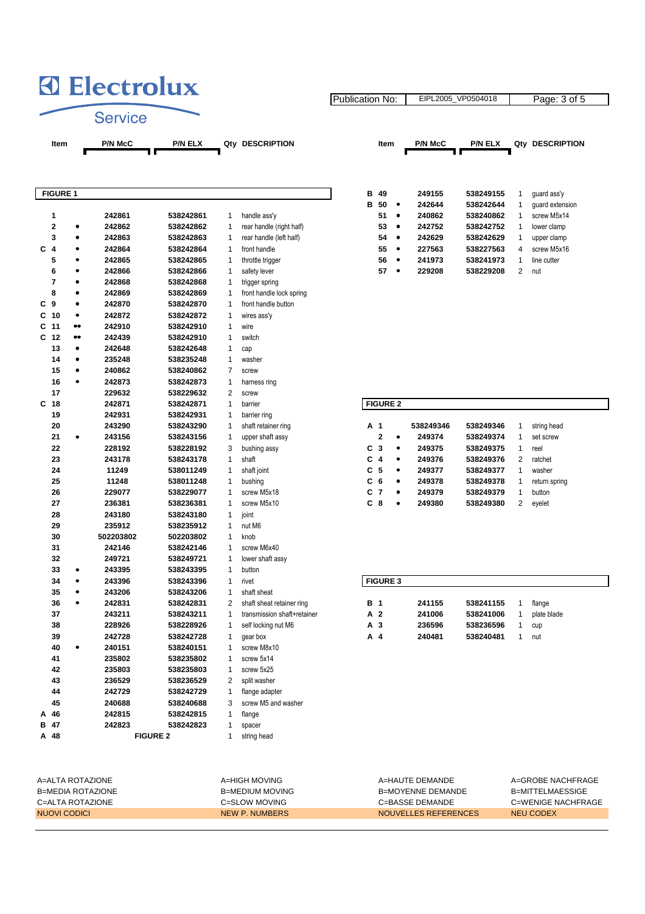# Electrolux Service

| Publication No: | EIPL2005_VP0504018 |
|---|---|

## FIGURE 1

| Item | | P/N McC | P/N ELX | Qty | DESCRIPTION |
|---|---|---|---|---|---|
| 1 | | 242861 | 538242861 | 1 | handle ass'y |
| 2 | • | 242862 | 538242862 | 1 | rear handle (right half) |
| 3 | • | 242863 | 538242863 | 1 | rear handle (left half) |
| C 4 | • | 242864 | 538242864 | 1 | front handle |
| 5 | • | 242865 | 538242865 | 1 | throttle trigger |
| 6 | • | 242866 | 538242866 | 1 | safety lever |
| 7 | • | 242868 | 538242868 | 1 | trigger spring |
| 8 | • | 242869 | 538242869 | 1 | front handle lock spring |
| C 9 | • | 242870 | 538242870 | 1 | front handle button |
| C 10 | • | 242872 | 538242872 | 1 | wires ass'y |
| C 11 | •• | 242910 | 538242910 | 1 | wire |
| C 12 | •• | 242439 | 538242910 | 1 | switch |
| 13 | • | 242648 | 538242648 | 1 | cap |
| 14 | • | 235248 | 538235248 | 1 | washer |
| 15 | • | 240862 | 538240862 | 7 | screw |
| 16 | • | 242873 | 538242873 | 1 | harness ring |
| 17 | | 229632 | 538229632 | 2 | screw |
| C 18 | | 242871 | 538242871 | 1 | barrier |
| 19 | | 242931 | 538242931 | 1 | barrier ring |
| 20 | | 243290 | 538243290 | 1 | shaft retainer ring |
| 21 | • | 243156 | 538243156 | 1 | upper shaft assy |
| 22 | | 228192 | 538228192 | 3 | bushing assy |
| 23 | | 243178 | 538243178 | 1 | shaft |
| 24 | | 11249 | 538011249 | 1 | shaft joint |
| 25 | | 11248 | 538011248 | 1 | bushing |
| 26 | | 229077 | 538229077 | 1 | screw M5x18 |
| 27 | | 236381 | 538236381 | 1 | screw M5x10 |
| 28 | | 243180 | 538243180 | 1 | joint |
| 29 | | 235912 | 538235912 | 1 | nut M6 |
| 30 | | 502203802 | 502203802 | 1 | knob |
| 31 | | 242146 | 538242146 | 1 | screw M6x40 |
| 32 | | 249721 | 538249721 | 1 | lower shaft assy |
| 33 | • | 243395 | 538243395 | 1 | button |
| 34 | • | 243396 | 538243396 | 1 | rivet |
| 35 | • | 243206 | 538243206 | 1 | shaft sheat |
| 36 | • | 242831 | 538242831 | 2 | shaft sheat retainer ring |
| 37 | | 243211 | 538243211 | 1 | transmission shaft+retainer |
| 38 | | 228926 | 538228926 | 1 | self locking nut M6 |
| 39 | | 242728 | 538242728 | 1 | gear box |
| 40 | • | 240151 | 538240151 | 1 | screw M8x10 |
| 41 | | 235802 | 538235802 | 1 | screw 5x14 |
| 42 | | 235803 | 538235803 | 1 | screw 5x25 |
| 43 | | 236529 | 538236529 | 2 | split washer |
| 44 | | 242729 | 538242729 | 1 | flange adapter |
| 45 | | 240688 | 538240688 | 3 | screw M5 and washer |
| A 46 | | 242815 | 538242815 | 1 | flange |
| B 47 | | 242823 | 538242823 | 1 | spacer |
| A 48 | | FIGURE 2 | | 1 | string head |
| B 49 | | 249155 | 538249155 | 1 | guard ass'y |
| B 50 | • | 242644 | 538242644 | 1 | guard extension |
| 51 | • | 240862 | 538240862 | 1 | screw M5x14 |
| 53 | • | 242752 | 538242752 | 1 | lower clamp |
| 54 | • | 242629 | 538242629 | 1 | upper clamp |
| 55 | • | 227563 | 538227563 | 4 | screw M5x16 |
| 56 | • | 241973 | 538241973 | 1 | line cutter |
| 57 | • | 229208 | 538229208 | 2 | nut |

## FIGURE 2

| Item | | P/N McC | P/N ELX | Qty | DESCRIPTION |
|---|---|---|---|---|---|
| A 1 | | 538249346 | 538249346 | 1 | string head |
| 2 | • | 249374 | 538249374 | 1 | set screw |
| C 3 | • | 249375 | 538249375 | 1 | reel |
| C 4 | • | 249376 | 538249376 | 2 | ratchet |
| C 5 | • | 249377 | 538249377 | 1 | washer |
| C 6 | • | 249378 | 538249378 | 1 | return spring |
| C 7 | • | 249379 | 538249379 | 1 | button |
| C 8 | • | 249380 | 538249380 | 2 | eyelet |

## FIGURE 3

| Item | | P/N McC | P/N ELX | Qty | DESCRIPTION |
|---|---|---|---|---|---|
| B 1 | | 241155 | 538241155 | 1 | flange |
| A 2 | | 241006 | 538241006 | 1 | plate blade |
| A 3 | | 236596 | 538236596 | 1 | cup |
| A 4 | | 240481 | 538240481 | 1 | nut |

| | | | |
|---|---|---|---|
| A=ALTA ROTAZIONE | A=HIGH MOVING | A=HAUTE DEMANDE | A=GROBE NACHFRAGE |
| B=MEDIA ROTAZIONE | B=MEDIUM MOVING | B=MOYENNE DEMANDE | B=MITTELMAESSIGE |
| C=ALTA ROTAZIONE | C=SLOW MOVING | C=BASSE DEMANDE | C=WENIGE NACHFRAGE |
| NUOVI CODICI | NEW P. NUMBERS | NOUVELLES REFERENCES | NEU CODEX |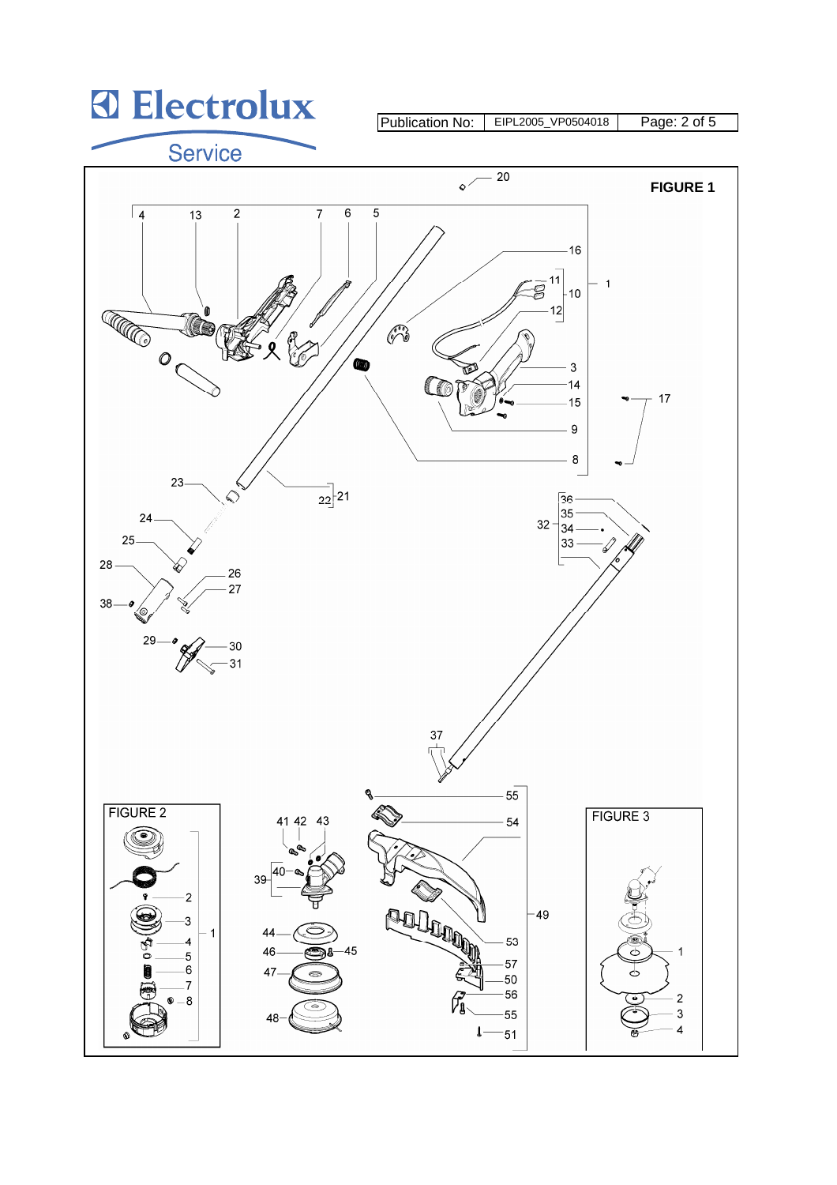# Electrolux Service

| Publication No: | EIPL2005_VP0504018 | Page: 2 of 5 |
| --- | --- | --- |

**FIGURE 1**

FIGURE 2

FIGURE 3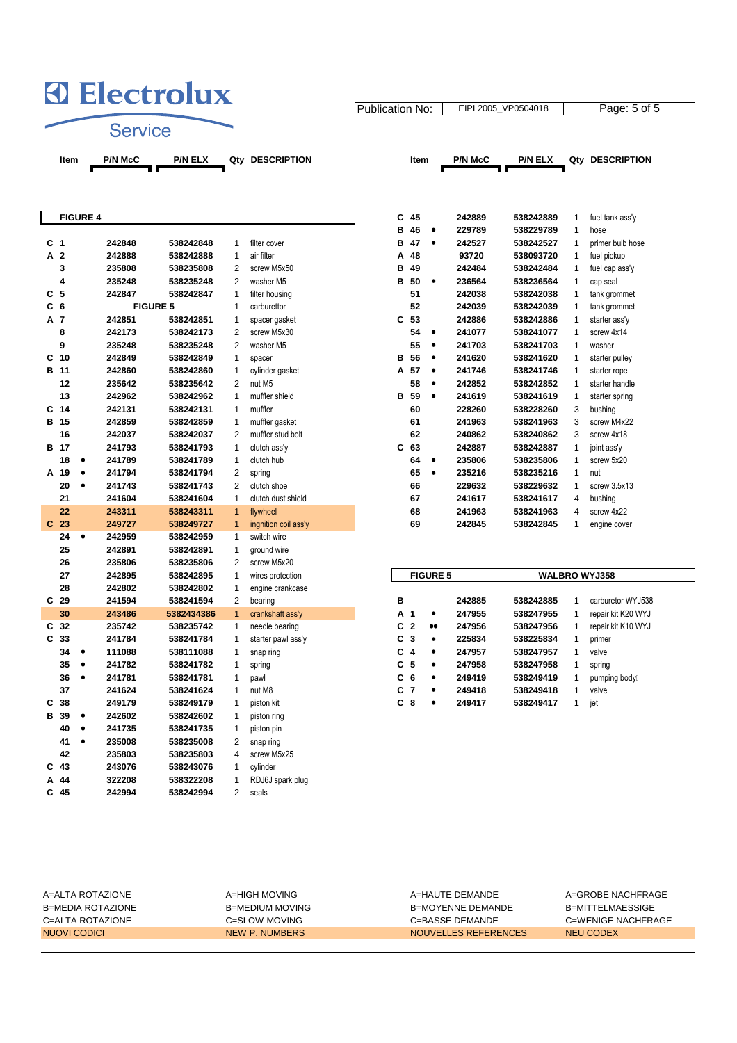# Electrolux Service

| Publication No: | EIPL2005_VP0504018 |
|---|---|

## FIGURE 4

| | Item | | P/N McC | P/N ELX | Qty | DESCRIPTION |
|---|---|---|---|---|---|---|
| C | 1 | | 242848 | 538242848 | 1 | filter cover |
| A | 2 | | 242888 | 538242888 | 1 | air filter |
| | 3 | | 235808 | 538235808 | 2 | screw M5x50 |
| | 4 | | 235248 | 538235248 | 2 | washer M5 |
| C | 5 | | 242847 | 538242847 | 1 | filter housing |
| C | 6 | | FIGURE 5 | | 1 | carburettor |
| A | 7 | | 242851 | 538242851 | 1 | spacer gasket |
| | 8 | | 242173 | 538242173 | 2 | screw M5x30 |
| | 9 | | 235248 | 538235248 | 2 | washer M5 |
| C | 10 | | 242849 | 538242849 | 1 | spacer |
| B | 11 | | 242860 | 538242860 | 1 | cylinder gasket |
| | 12 | | 235642 | 538235642 | 2 | nut M5 |
| | 13 | | 242962 | 538242962 | 1 | muffler shield |
| C | 14 | | 242131 | 538242131 | 1 | muffler |
| B | 15 | | 242859 | 538242859 | 1 | muffler gasket |
| | 16 | | 242037 | 538242037 | 2 | muffler stud bolt |
| B | 17 | | 241793 | 538241793 | 1 | clutch ass'y |
| | 18 | • | 241789 | 538241789 | 1 | clutch hub |
| A | 19 | • | 241794 | 538241794 | 2 | spring |
| | 20 | • | 241743 | 538241743 | 2 | clutch shoe |
| | 21 | | 241604 | 538241604 | 1 | clutch dust shield |
| | 22 | | 243311 | 538243311 | 1 | flywheel |
| C | 23 | | 249727 | 538249727 | 1 | ingnition coil ass'y |
| | 24 | • | 242959 | 538242959 | 1 | switch wire |
| | 25 | | 242891 | 538242891 | 1 | ground wire |
| | 26 | | 235806 | 538235806 | 2 | screw M5x20 |
| | 27 | | 242895 | 538242895 | 1 | wires protection |
| | 28 | | 242802 | 538242802 | 1 | engine crankcase |
| C | 29 | | 241594 | 538241594 | 2 | bearing |
| | 30 | | 243486 | 5382434386 | 1 | crankshaft ass'y |
| C | 32 | | 235742 | 538235742 | 1 | needle bearing |
| C | 33 | | 241784 | 538241784 | 1 | starter pawl ass'y |
| | 34 | • | 111088 | 538111088 | 1 | snap ring |
| | 35 | • | 241782 | 538241782 | 1 | spring |
| | 36 | • | 241781 | 538241781 | 1 | pawl |
| | 37 | | 241624 | 538241624 | 1 | nut M8 |
| C | 38 | | 249179 | 538249179 | 1 | piston kit |
| B | 39 | • | 242602 | 538242602 | 1 | piston ring |
| | 40 | • | 241735 | 538241735 | 1 | piston pin |
| | 41 | • | 235008 | 538235008 | 2 | snap ring |
| | 42 | | 235803 | 538235803 | 4 | screw M5x25 |
| C | 43 | | 243076 | 538243076 | 1 | cylinder |
| A | 44 | | 322208 | 538322208 | 1 | RDJ6J spark plug |
| C | 45 | | 242994 | 538242994 | 2 | seals |
| C | 45 | | 242889 | 538242889 | 1 | fuel tank ass'y |
| B | 46 | • | 229789 | 538229789 | 1 | hose |
| B | 47 | • | 242527 | 538242527 | 1 | primer bulb hose |
| A | 48 | | 93720 | 538093720 | 1 | fuel pickup |
| B | 49 | | 242484 | 538242484 | 1 | fuel cap ass'y |
| B | 50 | • | 236564 | 538236564 | 1 | cap seal |
| | 51 | | 242038 | 538242038 | 1 | tank grommet |
| | 52 | | 242039 | 538242039 | 1 | tank grommet |
| C | 53 | | 242886 | 538242886 | 1 | starter ass'y |
| | 54 | • | 241077 | 538241077 | 1 | screw 4x14 |
| | 55 | • | 241703 | 538241703 | 1 | washer |
| B | 56 | • | 241620 | 538241620 | 1 | starter pulley |
| A | 57 | • | 241746 | 538241746 | 1 | starter rope |
| | 58 | • | 242852 | 538242852 | 1 | starter handle |
| B | 59 | • | 241619 | 538241619 | 1 | starter spring |
| | 60 | | 228260 | 538228260 | 3 | bushing |
| | 61 | | 241963 | 538241963 | 3 | screw M4x22 |
| | 62 | | 240862 | 538240862 | 3 | screw 4x18 |
| C | 63 | | 242887 | 538242887 | 1 | joint ass'y |
| | 64 | • | 235806 | 538235806 | 1 | screw 5x20 |
| | 65 | • | 235216 | 538235216 | 1 | nut |
| | 66 | | 229632 | 538229632 | 1 | screw 3.5x13 |
| | 67 | | 241617 | 538241617 | 4 | bushing |
| | 68 | | 241963 | 538241963 | 4 | screw 4x22 |
| | 69 | | 242845 | 538242845 | 1 | engine cover |

## FIGURE 5 — WALBRO WYJ358

| | Item | | P/N McC | P/N ELX | Qty | DESCRIPTION |
|---|---|---|---|---|---|---|
| B | | | 242885 | 538242885 | 1 | carburetor WYJ538 |
| A | 1 | • | 247955 | 538247955 | 1 | repair kit K20 WYJ |
| C | 2 | •• | 247956 | 538247956 | 1 | repair kit K10 WYJ |
| C | 3 | • | 225834 | 538225834 | 1 | primer |
| C | 4 | • | 247957 | 538247957 | 1 | valve |
| C | 5 | • | 247958 | 538247958 | 1 | spring |
| C | 6 | • | 249419 | 538249419 | 1 | pumping body |
| C | 7 | • | 249418 | 538249418 | 1 | valve |
| C | 8 | • | 249417 | 538249417 | 1 | jet |

| | | | |
|---|---|---|---|
| A=ALTA ROTAZIONE | A=HIGH MOVING | A=HAUTE DEMANDE | A=GROBE NACHFRAGE |
| B=MEDIA ROTAZIONE | B=MEDIUM MOVING | B=MOYENNE DEMANDE | B=MITTELMAESSIGE |
| C=ALTA ROTAZIONE | C=SLOW MOVING | C=BASSE DEMANDE | C=WENIGE NACHFRAGE |
| NUOVI CODICI | NEW P. NUMBERS | NOUVELLES REFERENCES | NEU CODEX |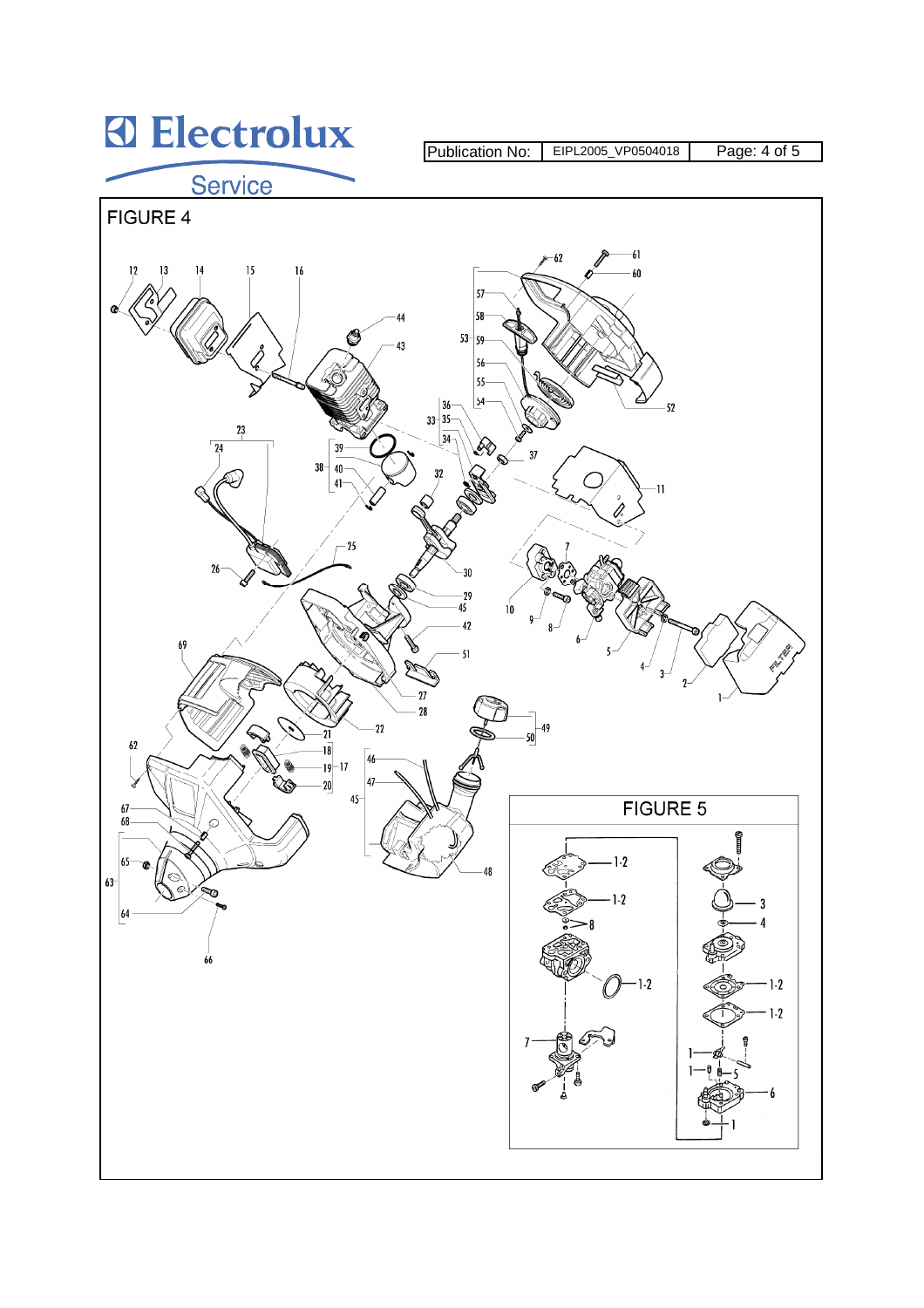# FIGURE 4

# FIGURE 5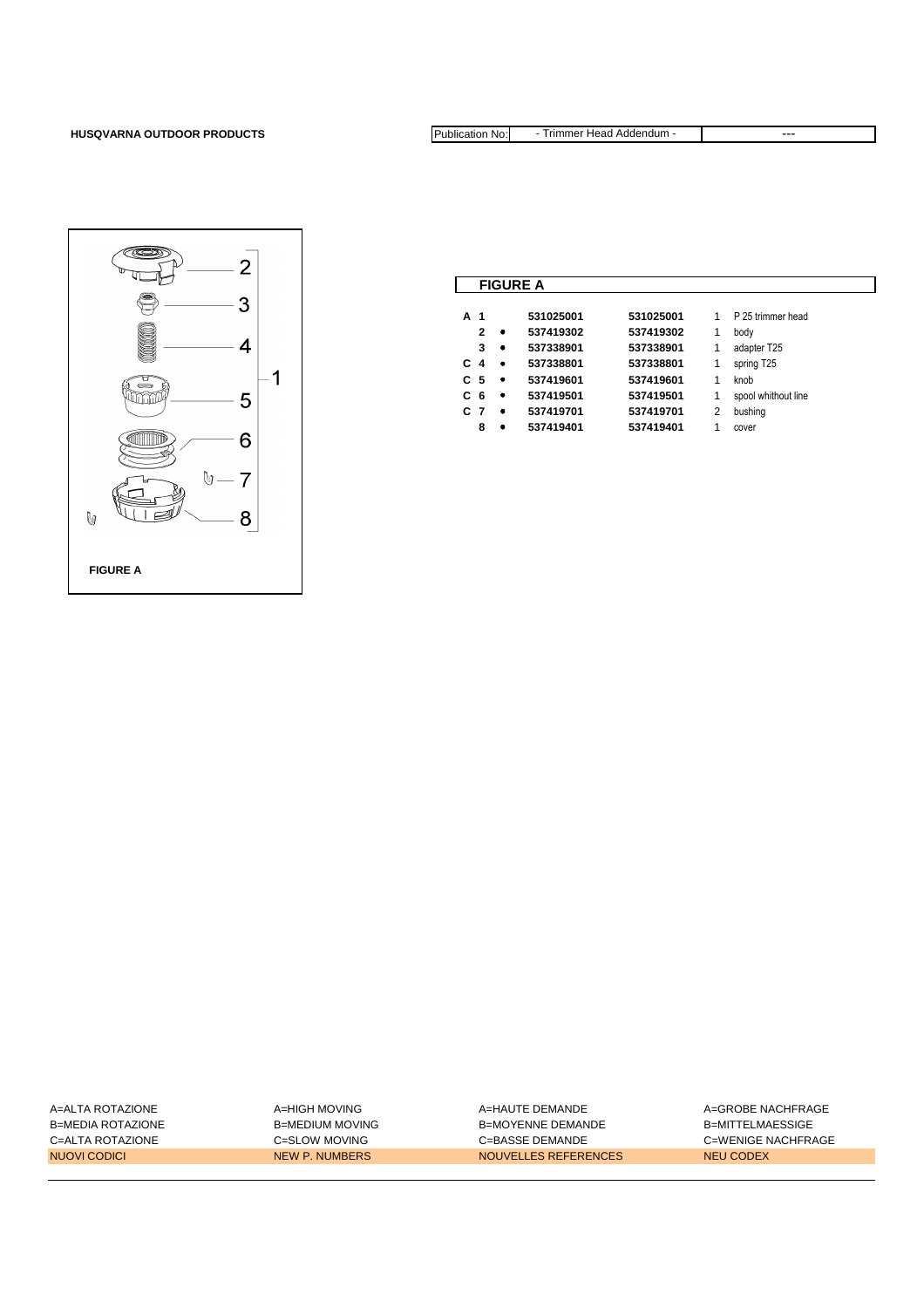**HUSQVARNA OUTDOOR PRODUCTS**

| Publication No: | - Trimmer Head Addendum - | --- |
|---|---|---|

2
3
4
1
5
6
7
8

**FIGURE A**

## FIGURE A

| | | | | | | |
|---|---|---|---|---|---|---|
| A | **1** | | **531025001** | **531025001** | 1 | P 25 trimmer head |
| | **2** | • | **537419302** | **537419302** | 1 | body |
| | **3** | • | **537338901** | **537338901** | 1 | adapter T25 |
| C | **4** | • | **537338801** | **537338801** | 1 | spring T25 |
| C | **5** | • | **537419601** | **537419601** | 1 | knob |
| C | **6** | • | **537419501** | **537419501** | 1 | spool whithout line |
| C | **7** | • | **537419701** | **537419701** | 2 | bushing |
| | **8** | • | **537419401** | **537419401** | 1 | cover |

| | | | |
|---|---|---|---|
| A=ALTA ROTAZIONE | A=HIGH MOVING | A=HAUTE DEMANDE | A=GROBE NACHFRAGE |
| B=MEDIA ROTAZIONE | B=MEDIUM MOVING | B=MOYENNE DEMANDE | B=MITTELMAESSIGE |
| C=ALTA ROTAZIONE | C=SLOW MOVING | C=BASSE DEMANDE | C=WENIGE NACHFRAGE |
| NUOVI CODICI | NEW P. NUMBERS | NOUVELLES REFERENCES | NEU CODEX |